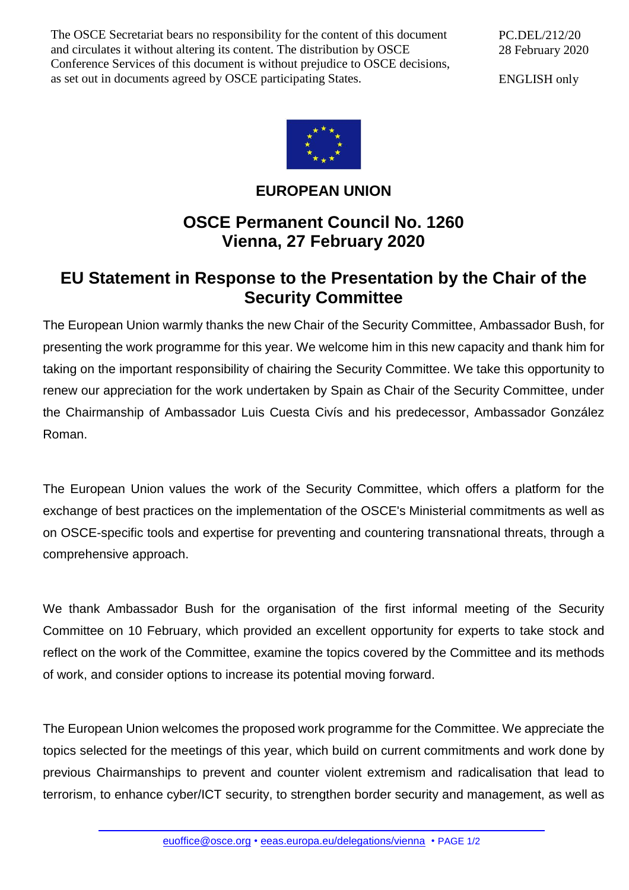The OSCE Secretariat bears no responsibility for the content of this document and circulates it without altering its content. The distribution by OSCE Conference Services of this document is without prejudice to OSCE decisions, as set out in documents agreed by OSCE participating States.

PC.DEL/212/20
28 February 2020

ENGLISH only

**EUROPEAN UNION**

## OSCE Permanent Council No. 1260
## Vienna, 27 February 2020

# EU Statement in Response to the Presentation by the Chair of the Security Committee

The European Union warmly thanks the new Chair of the Security Committee, Ambassador Bush, for presenting the work programme for this year. We welcome him in this new capacity and thank him for taking on the important responsibility of chairing the Security Committee. We take this opportunity to renew our appreciation for the work undertaken by Spain as Chair of the Security Committee, under the Chairmanship of Ambassador Luis Cuesta Civís and his predecessor, Ambassador González Roman.

The European Union values the work of the Security Committee, which offers a platform for the exchange of best practices on the implementation of the OSCE's Ministerial commitments as well as on OSCE-specific tools and expertise for preventing and countering transnational threats, through a comprehensive approach.

We thank Ambassador Bush for the organisation of the first informal meeting of the Security Committee on 10 February, which provided an excellent opportunity for experts to take stock and reflect on the work of the Committee, examine the topics covered by the Committee and its methods of work, and consider options to increase its potential moving forward.

The European Union welcomes the proposed work programme for the Committee. We appreciate the topics selected for the meetings of this year, which build on current commitments and work done by previous Chairmanships to prevent and counter violent extremism and radicalisation that lead to terrorism, to enhance cyber/ICT security, to strengthen border security and management, as well as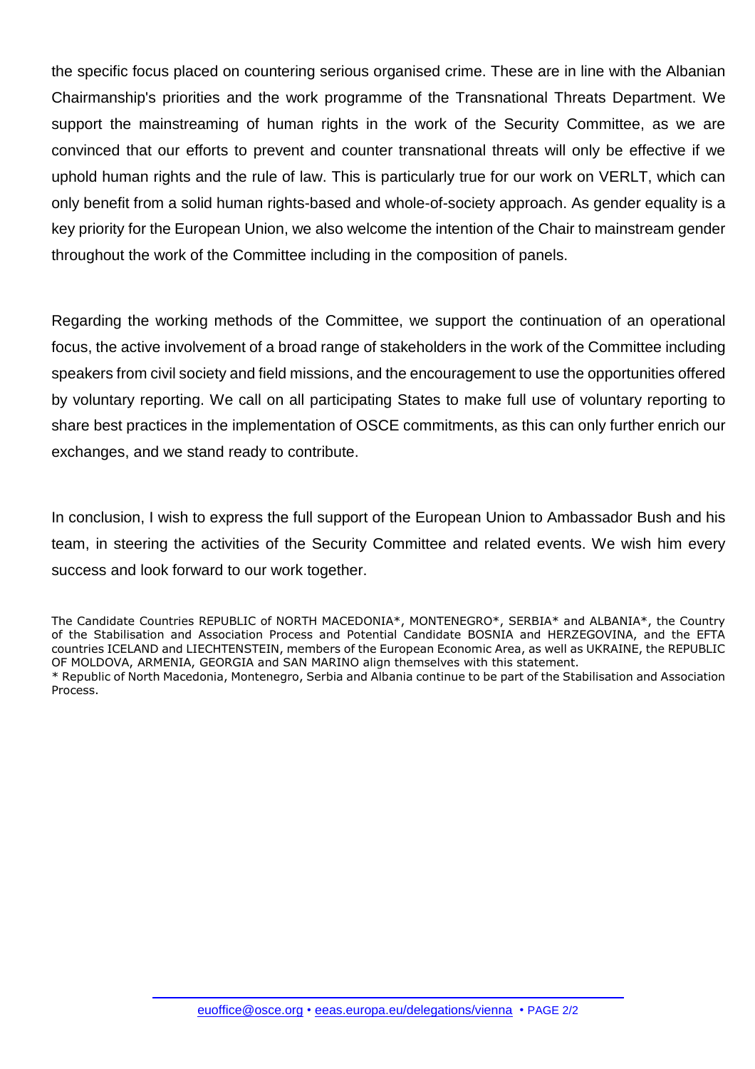the specific focus placed on countering serious organised crime. These are in line with the Albanian Chairmanship's priorities and the work programme of the Transnational Threats Department. We support the mainstreaming of human rights in the work of the Security Committee, as we are convinced that our efforts to prevent and counter transnational threats will only be effective if we uphold human rights and the rule of law. This is particularly true for our work on VERLT, which can only benefit from a solid human rights-based and whole-of-society approach. As gender equality is a key priority for the European Union, we also welcome the intention of the Chair to mainstream gender throughout the work of the Committee including in the composition of panels.

Regarding the working methods of the Committee, we support the continuation of an operational focus, the active involvement of a broad range of stakeholders in the work of the Committee including speakers from civil society and field missions, and the encouragement to use the opportunities offered by voluntary reporting. We call on all participating States to make full use of voluntary reporting to share best practices in the implementation of OSCE commitments, as this can only further enrich our exchanges, and we stand ready to contribute.

In conclusion, I wish to express the full support of the European Union to Ambassador Bush and his team, in steering the activities of the Security Committee and related events. We wish him every success and look forward to our work together.

The Candidate Countries REPUBLIC of NORTH MACEDONIA*, MONTENEGRO*, SERBIA* and ALBANIA*, the Country of the Stabilisation and Association Process and Potential Candidate BOSNIA and HERZEGOVINA, and the EFTA countries ICELAND and LIECHTENSTEIN, members of the European Economic Area, as well as UKRAINE, the REPUBLIC OF MOLDOVA, ARMENIA, GEORGIA and SAN MARINO align themselves with this statement.

* Republic of North Macedonia, Montenegro, Serbia and Albania continue to be part of the Stabilisation and Association Process.